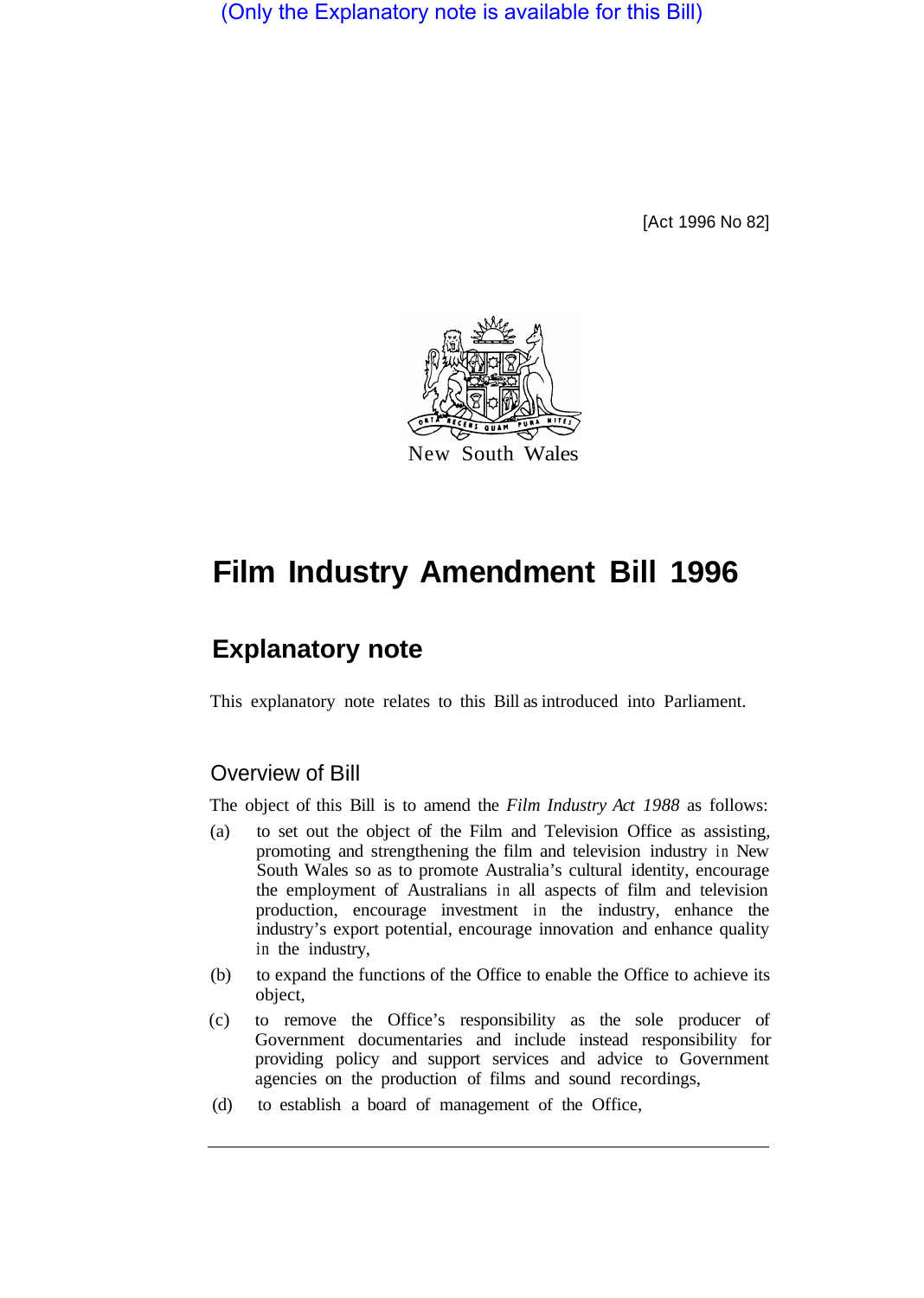(Only the Explanatory note is available for this Bill)

[Act 1996 No 82]

New South Wales

# Film Industry Amendment Bill 1996

## Explanatory note

This explanatory note relates to this Bill as introduced into Parliament.

### Overview of Bill

The object of this Bill is to amend the *Film Industry Act 1988* as follows:

(a) to set out the object of the Film and Television Office as assisting, promoting and strengthening the film and television industry in New South Wales so as to promote Australia's cultural identity, encourage the employment of Australians in all aspects of film and television production, encourage investment in the industry, enhance the industry's export potential, encourage innovation and enhance quality in the industry,

(b) to expand the functions of the Office to enable the Office to achieve its object,

(c) to remove the Office's responsibility as the sole producer of Government documentaries and include instead responsibility for providing policy and support services and advice to Government agencies on the production of films and sound recordings,

(d) to establish a board of management of the Office,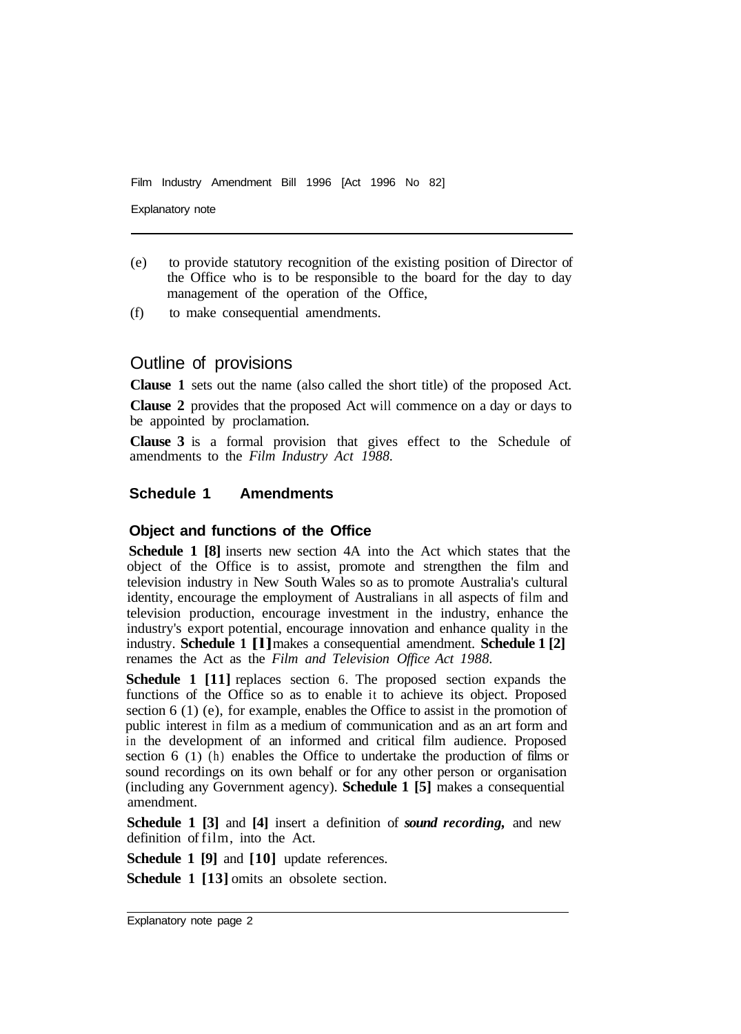(e) to provide statutory recognition of the existing position of Director of the Office who is to be responsible to the board for the day to day management of the operation of the Office,

(f) to make consequential amendments.

## Outline of provisions

**Clause 1** sets out the name (also called the short title) of the proposed Act.

**Clause 2** provides that the proposed Act will commence on a day or days to be appointed by proclamation.

**Clause 3** is a formal provision that gives effect to the Schedule of amendments to the *Film Industry Act 1988.*

### Schedule 1 Amendments

#### Object and functions of the Office

**Schedule 1 [8]** inserts new section 4A into the Act which states that the object of the Office is to assist, promote and strengthen the film and television industry in New South Wales so as to promote Australia's cultural identity, encourage the employment of Australians in all aspects of film and television production, encourage investment in the industry, enhance the industry's export potential, encourage innovation and enhance quality in the industry. **Schedule 1 [1]** makes a consequential amendment. **Schedule 1 [2]** renames the Act as the *Film and Television Office Act 1988.*

**Schedule 1 [11]** replaces section 6. The proposed section expands the functions of the Office so as to enable it to achieve its object. Proposed section 6 (1) (e), for example, enables the Office to assist in the promotion of public interest in film as a medium of communication and as an art form and in the development of an informed and critical film audience. Proposed section 6 (1) (h) enables the Office to undertake the production of films or sound recordings on its own behalf or for any other person or organisation (including any Government agency). **Schedule 1 [5]** makes a consequential amendment.

**Schedule 1 [3]** and **[4]** insert a definition of ***sound recording,*** and new definition of film, into the Act.

**Schedule 1 [9]** and **[10]** update references.

**Schedule 1 [13]** omits an obsolete section.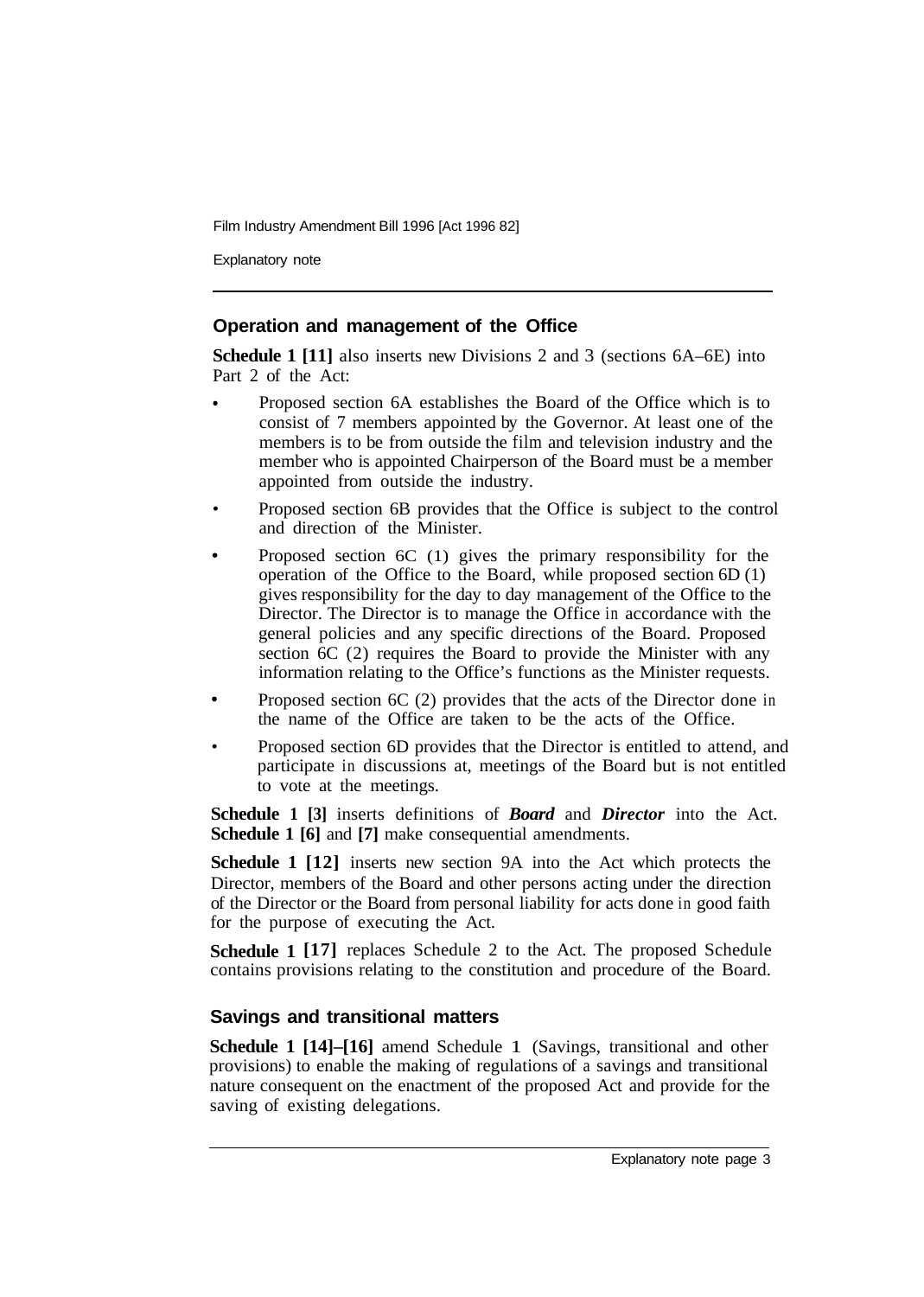## Operation and management of the Office

**Schedule 1 [11]** also inserts new Divisions 2 and 3 (sections 6A–6E) into Part 2 of the Act:

- Proposed section 6A establishes the Board of the Office which is to consist of 7 members appointed by the Governor. At least one of the members is to be from outside the film and television industry and the member who is appointed Chairperson of the Board must be a member appointed from outside the industry.
- Proposed section 6B provides that the Office is subject to the control and direction of the Minister.
- Proposed section 6C (1) gives the primary responsibility for the operation of the Office to the Board, while proposed section 6D (1) gives responsibility for the day to day management of the Office to the Director. The Director is to manage the Office in accordance with the general policies and any specific directions of the Board. Proposed section 6C (2) requires the Board to provide the Minister with any information relating to the Office's functions as the Minister requests.
- Proposed section 6C (2) provides that the acts of the Director done in the name of the Office are taken to be the acts of the Office.
- Proposed section 6D provides that the Director is entitled to attend, and participate in discussions at, meetings of the Board but is not entitled to vote at the meetings.

**Schedule 1 [3]** inserts definitions of ***Board*** and ***Director*** into the Act. **Schedule 1 [6]** and **[7]** make consequential amendments.

**Schedule 1 [12]** inserts new section 9A into the Act which protects the Director, members of the Board and other persons acting under the direction of the Director or the Board from personal liability for acts done in good faith for the purpose of executing the Act.

**Schedule 1 [17]** replaces Schedule 2 to the Act. The proposed Schedule contains provisions relating to the constitution and procedure of the Board.

## Savings and transitional matters

**Schedule 1 [14]–[16]** amend Schedule 1 (Savings, transitional and other provisions) to enable the making of regulations of a savings and transitional nature consequent on the enactment of the proposed Act and provide for the saving of existing delegations.